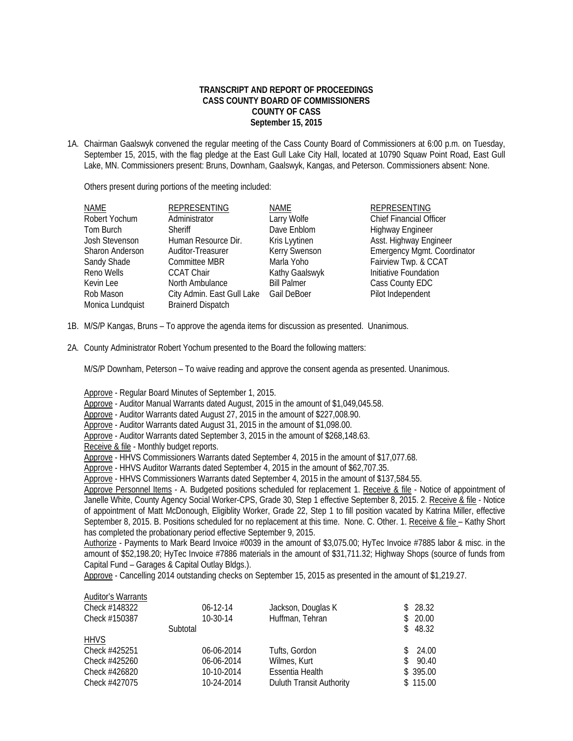**TRANSCRIPT AND REPORT OF PROCEEDINGS**
**CASS COUNTY BOARD OF COMMISSIONERS**
**COUNTY OF CASS**
**September 15, 2015**

1A. Chairman Gaalswyk convened the regular meeting of the Cass County Board of Commissioners at 6:00 p.m. on Tuesday, September 15, 2015, with the flag pledge at the East Gull Lake City Hall, located at 10790 Squaw Point Road, East Gull Lake, MN. Commissioners present: Bruns, Downham, Gaalswyk, Kangas, and Peterson. Commissioners absent: None.

Others present during portions of the meeting included:

| NAME | REPRESENTING | NAME | REPRESENTING |
|---|---|---|---|
| Robert Yochum | Administrator | Larry Wolfe | Chief Financial Officer |
| Tom Burch | Sheriff | Dave Enblom | Highway Engineer |
| Josh Stevenson | Human Resource Dir. | Kris Lyytinen | Asst. Highway Engineer |
| Sharon Anderson | Auditor-Treasurer | Kerry Swenson | Emergency Mgmt. Coordinator |
| Sandy Shade | Committee MBR | Marla Yoho | Fairview Twp. & CCAT |
| Reno Wells | CCAT Chair | Kathy Gaalswyk | Initiative Foundation |
| Kevin Lee | North Ambulance | Bill Palmer | Cass County EDC |
| Rob Mason | City Admin. East Gull Lake | Gail DeBoer | Pilot Independent |
| Monica Lundquist | Brainerd Dispatch | | |

1B. M/S/P Kangas, Bruns – To approve the agenda items for discussion as presented. Unanimous.

2A. County Administrator Robert Yochum presented to the Board the following matters:

M/S/P Downham, Peterson – To waive reading and approve the consent agenda as presented. Unanimous.

Approve - Regular Board Minutes of September 1, 2015.
Approve - Auditor Manual Warrants dated August, 2015 in the amount of $1,049,045.58.
Approve - Auditor Warrants dated August 27, 2015 in the amount of $227,008.90.
Approve - Auditor Warrants dated August 31, 2015 in the amount of $1,098.00.
Approve - Auditor Warrants dated September 3, 2015 in the amount of $268,148.63.
Receive & file - Monthly budget reports.
Approve - HHVS Commissioners Warrants dated September 4, 2015 in the amount of $17,077.68.
Approve - HHVS Auditor Warrants dated September 4, 2015 in the amount of $62,707.35.
Approve - HHVS Commissioners Warrants dated September 4, 2015 in the amount of $137,584.55.
Approve Personnel Items - A. Budgeted positions scheduled for replacement 1. Receive & file - Notice of appointment of Janelle White, County Agency Social Worker-CPS, Grade 30, Step 1 effective September 8, 2015. 2. Receive & file - Notice of appointment of Matt McDonough, Eligiblity Worker, Grade 22, Step 1 to fill position vacated by Katrina Miller, effective September 8, 2015. B. Positions scheduled for no replacement at this time. None. C. Other. 1. Receive & file – Kathy Short has completed the probationary period effective September 9, 2015.
Authorize - Payments to Mark Beard Invoice #0039 in the amount of $3,075.00; HyTec Invoice #7885 labor & misc. in the amount of $52,198.20; HyTec Invoice #7886 materials in the amount of $31,711.32; Highway Shops (source of funds from Capital Fund – Garages & Capital Outlay Bldgs.).
Approve - Cancelling 2014 outstanding checks on September 15, 2015 as presented in the amount of $1,219.27.

| Auditor's Warrants | | | |
|---|---|---|---|
| Check #148322 | 06-12-14 | Jackson, Douglas K | $ 28.32 |
| Check #150387 | 10-30-14 | Huffman, Tehran | $ 20.00 |
| | Subtotal | | $ 48.32 |
| HHVS | | | |
| Check #425251 | 06-06-2014 | Tufts, Gordon | $ 24.00 |
| Check #425260 | 06-06-2014 | Wilmes, Kurt | $ 90.40 |
| Check #426820 | 10-10-2014 | Essentia Health | $ 395.00 |
| Check #427075 | 10-24-2014 | Duluth Transit Authority | $ 115.00 |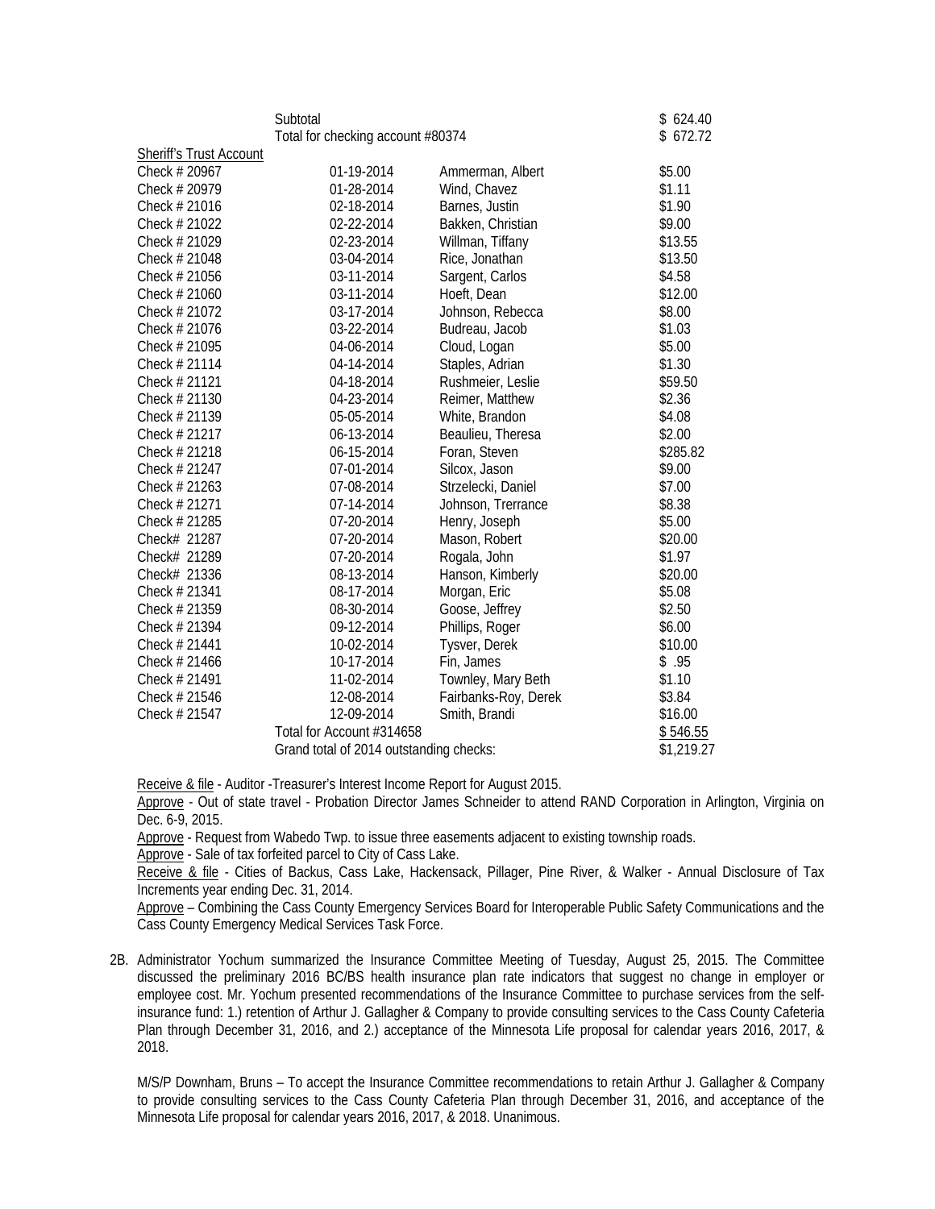| | | | |
|---|---|---|---|
| | Subtotal | | $ 624.40 |
| | Total for checking account #80374 | | $ 672.72 |
| Sheriff's Trust Account | | | |
| Check # 20967 | 01-19-2014 | Ammerman, Albert | $5.00 |
| Check # 20979 | 01-28-2014 | Wind, Chavez | $1.11 |
| Check # 21016 | 02-18-2014 | Barnes, Justin | $1.90 |
| Check # 21022 | 02-22-2014 | Bakken, Christian | $9.00 |
| Check # 21029 | 02-23-2014 | Willman, Tiffany | $13.55 |
| Check # 21048 | 03-04-2014 | Rice, Jonathan | $13.50 |
| Check # 21056 | 03-11-2014 | Sargent, Carlos | $4.58 |
| Check # 21060 | 03-11-2014 | Hoeft, Dean | $12.00 |
| Check # 21072 | 03-17-2014 | Johnson, Rebecca | $8.00 |
| Check # 21076 | 03-22-2014 | Budreau, Jacob | $1.03 |
| Check # 21095 | 04-06-2014 | Cloud, Logan | $5.00 |
| Check # 21114 | 04-14-2014 | Staples, Adrian | $1.30 |
| Check # 21121 | 04-18-2014 | Rushmeier, Leslie | $59.50 |
| Check # 21130 | 04-23-2014 | Reimer, Matthew | $2.36 |
| Check # 21139 | 05-05-2014 | White, Brandon | $4.08 |
| Check # 21217 | 06-13-2014 | Beaulieu, Theresa | $2.00 |
| Check # 21218 | 06-15-2014 | Foran, Steven | $285.82 |
| Check # 21247 | 07-01-2014 | Silcox, Jason | $9.00 |
| Check # 21263 | 07-08-2014 | Strzelecki, Daniel | $7.00 |
| Check # 21271 | 07-14-2014 | Johnson, Trerrance | $8.38 |
| Check # 21285 | 07-20-2014 | Henry, Joseph | $5.00 |
| Check# 21287 | 07-20-2014 | Mason, Robert | $20.00 |
| Check# 21289 | 07-20-2014 | Rogala, John | $1.97 |
| Check# 21336 | 08-13-2014 | Hanson, Kimberly | $20.00 |
| Check # 21341 | 08-17-2014 | Morgan, Eric | $5.08 |
| Check # 21359 | 08-30-2014 | Goose, Jeffrey | $2.50 |
| Check # 21394 | 09-12-2014 | Phillips, Roger | $6.00 |
| Check # 21441 | 10-02-2014 | Tysver, Derek | $10.00 |
| Check # 21466 | 10-17-2014 | Fin, James | $ .95 |
| Check # 21491 | 11-02-2014 | Townley, Mary Beth | $1.10 |
| Check # 21546 | 12-08-2014 | Fairbanks-Roy, Derek | $3.84 |
| Check # 21547 | 12-09-2014 | Smith, Brandi | $16.00 |
| | Total for Account #314658 | | $ 546.55 |
| | Grand total of 2014 outstanding checks: | | $1,219.27 |

Receive & file - Auditor -Treasurer's Interest Income Report for August 2015.

Approve - Out of state travel - Probation Director James Schneider to attend RAND Corporation in Arlington, Virginia on Dec. 6-9, 2015.

Approve - Request from Wabedo Twp. to issue three easements adjacent to existing township roads.

Approve - Sale of tax forfeited parcel to City of Cass Lake.

Receive & file - Cities of Backus, Cass Lake, Hackensack, Pillager, Pine River, & Walker - Annual Disclosure of Tax Increments year ending Dec. 31, 2014.

Approve – Combining the Cass County Emergency Services Board for Interoperable Public Safety Communications and the Cass County Emergency Medical Services Task Force.

2B. Administrator Yochum summarized the Insurance Committee Meeting of Tuesday, August 25, 2015. The Committee discussed the preliminary 2016 BC/BS health insurance plan rate indicators that suggest no change in employer or employee cost. Mr. Yochum presented recommendations of the Insurance Committee to purchase services from the self-insurance fund: 1.) retention of Arthur J. Gallagher & Company to provide consulting services to the Cass County Cafeteria Plan through December 31, 2016, and 2.) acceptance of the Minnesota Life proposal for calendar years 2016, 2017, & 2018.

M/S/P Downham, Bruns – To accept the Insurance Committee recommendations to retain Arthur J. Gallagher & Company to provide consulting services to the Cass County Cafeteria Plan through December 31, 2016, and acceptance of the Minnesota Life proposal for calendar years 2016, 2017, & 2018. Unanimous.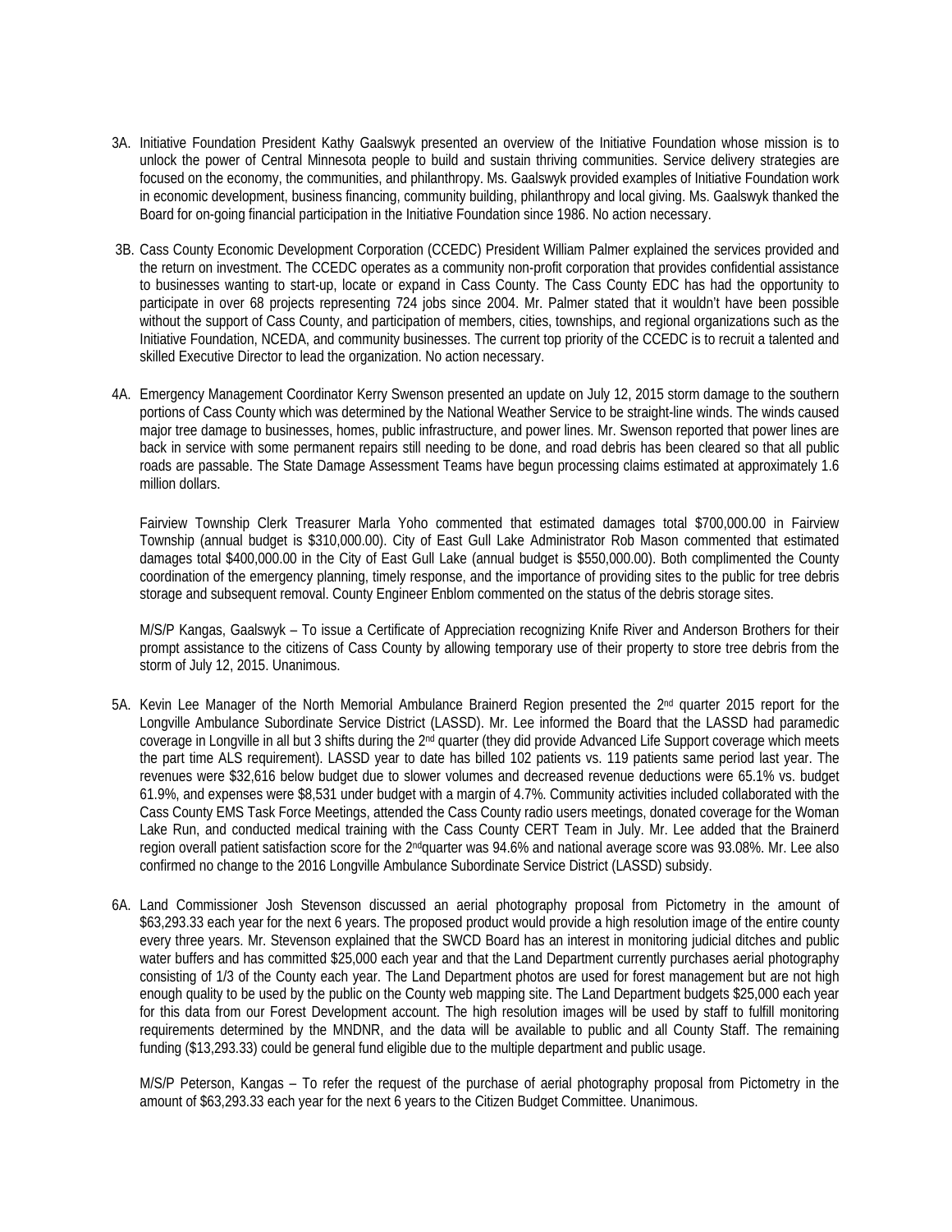3A. Initiative Foundation President Kathy Gaalswyk presented an overview of the Initiative Foundation whose mission is to unlock the power of Central Minnesota people to build and sustain thriving communities. Service delivery strategies are focused on the economy, the communities, and philanthropy. Ms. Gaalswyk provided examples of Initiative Foundation work in economic development, business financing, community building, philanthropy and local giving. Ms. Gaalswyk thanked the Board for on-going financial participation in the Initiative Foundation since 1986. No action necessary.

3B. Cass County Economic Development Corporation (CCEDC) President William Palmer explained the services provided and the return on investment. The CCEDC operates as a community non-profit corporation that provides confidential assistance to businesses wanting to start-up, locate or expand in Cass County. The Cass County EDC has had the opportunity to participate in over 68 projects representing 724 jobs since 2004. Mr. Palmer stated that it wouldn't have been possible without the support of Cass County, and participation of members, cities, townships, and regional organizations such as the Initiative Foundation, NCEDA, and community businesses. The current top priority of the CCEDC is to recruit a talented and skilled Executive Director to lead the organization. No action necessary.

4A. Emergency Management Coordinator Kerry Swenson presented an update on July 12, 2015 storm damage to the southern portions of Cass County which was determined by the National Weather Service to be straight-line winds. The winds caused major tree damage to businesses, homes, public infrastructure, and power lines. Mr. Swenson reported that power lines are back in service with some permanent repairs still needing to be done, and road debris has been cleared so that all public roads are passable. The State Damage Assessment Teams have begun processing claims estimated at approximately 1.6 million dollars.

Fairview Township Clerk Treasurer Marla Yoho commented that estimated damages total $700,000.00 in Fairview Township (annual budget is $310,000.00). City of East Gull Lake Administrator Rob Mason commented that estimated damages total $400,000.00 in the City of East Gull Lake (annual budget is $550,000.00). Both complimented the County coordination of the emergency planning, timely response, and the importance of providing sites to the public for tree debris storage and subsequent removal. County Engineer Enblom commented on the status of the debris storage sites.

M/S/P Kangas, Gaalswyk – To issue a Certificate of Appreciation recognizing Knife River and Anderson Brothers for their prompt assistance to the citizens of Cass County by allowing temporary use of their property to store tree debris from the storm of July 12, 2015. Unanimous.

5A. Kevin Lee Manager of the North Memorial Ambulance Brainerd Region presented the 2nd quarter 2015 report for the Longville Ambulance Subordinate Service District (LASSD). Mr. Lee informed the Board that the LASSD had paramedic coverage in Longville in all but 3 shifts during the 2nd quarter (they did provide Advanced Life Support coverage which meets the part time ALS requirement). LASSD year to date has billed 102 patients vs. 119 patients same period last year. The revenues were $32,616 below budget due to slower volumes and decreased revenue deductions were 65.1% vs. budget 61.9%, and expenses were $8,531 under budget with a margin of 4.7%. Community activities included collaborated with the Cass County EMS Task Force Meetings, attended the Cass County radio users meetings, donated coverage for the Woman Lake Run, and conducted medical training with the Cass County CERT Team in July. Mr. Lee added that the Brainerd region overall patient satisfaction score for the 2nd quarter was 94.6% and national average score was 93.08%. Mr. Lee also confirmed no change to the 2016 Longville Ambulance Subordinate Service District (LASSD) subsidy.

6A. Land Commissioner Josh Stevenson discussed an aerial photography proposal from Pictometry in the amount of $63,293.33 each year for the next 6 years. The proposed product would provide a high resolution image of the entire county every three years. Mr. Stevenson explained that the SWCD Board has an interest in monitoring judicial ditches and public water buffers and has committed $25,000 each year and that the Land Department currently purchases aerial photography consisting of 1/3 of the County each year. The Land Department photos are used for forest management but are not high enough quality to be used by the public on the County web mapping site. The Land Department budgets $25,000 each year for this data from our Forest Development account. The high resolution images will be used by staff to fulfill monitoring requirements determined by the MNDNR, and the data will be available to public and all County Staff. The remaining funding ($13,293.33) could be general fund eligible due to the multiple department and public usage.

M/S/P Peterson, Kangas – To refer the request of the purchase of aerial photography proposal from Pictometry in the amount of $63,293.33 each year for the next 6 years to the Citizen Budget Committee. Unanimous.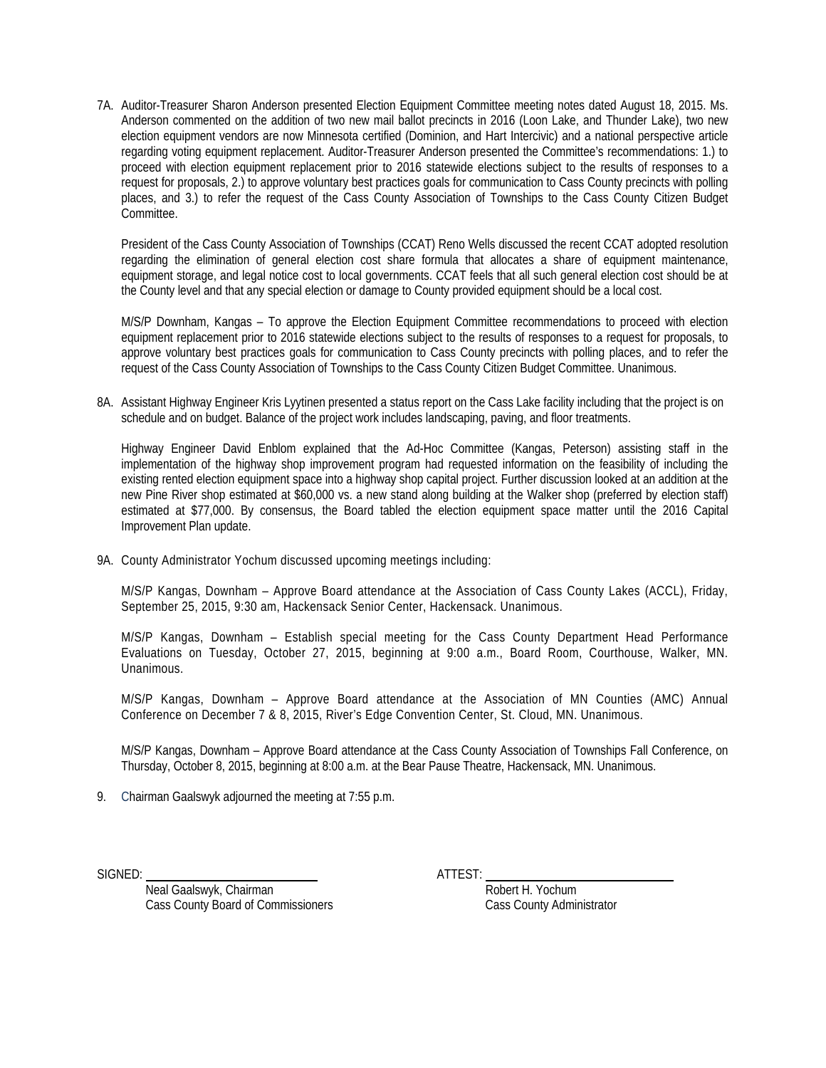7A. Auditor-Treasurer Sharon Anderson presented Election Equipment Committee meeting notes dated August 18, 2015. Ms. Anderson commented on the addition of two new mail ballot precincts in 2016 (Loon Lake, and Thunder Lake), two new election equipment vendors are now Minnesota certified (Dominion, and Hart Intercivic) and a national perspective article regarding voting equipment replacement. Auditor-Treasurer Anderson presented the Committee's recommendations: 1.) to proceed with election equipment replacement prior to 2016 statewide elections subject to the results of responses to a request for proposals, 2.) to approve voluntary best practices goals for communication to Cass County precincts with polling places, and 3.) to refer the request of the Cass County Association of Townships to the Cass County Citizen Budget Committee.

President of the Cass County Association of Townships (CCAT) Reno Wells discussed the recent CCAT adopted resolution regarding the elimination of general election cost share formula that allocates a share of equipment maintenance, equipment storage, and legal notice cost to local governments. CCAT feels that all such general election cost should be at the County level and that any special election or damage to County provided equipment should be a local cost.

M/S/P Downham, Kangas – To approve the Election Equipment Committee recommendations to proceed with election equipment replacement prior to 2016 statewide elections subject to the results of responses to a request for proposals, to approve voluntary best practices goals for communication to Cass County precincts with polling places, and to refer the request of the Cass County Association of Townships to the Cass County Citizen Budget Committee. Unanimous.

8A. Assistant Highway Engineer Kris Lyytinen presented a status report on the Cass Lake facility including that the project is on schedule and on budget. Balance of the project work includes landscaping, paving, and floor treatments.

Highway Engineer David Enblom explained that the Ad-Hoc Committee (Kangas, Peterson) assisting staff in the implementation of the highway shop improvement program had requested information on the feasibility of including the existing rented election equipment space into a highway shop capital project. Further discussion looked at an addition at the new Pine River shop estimated at $60,000 vs. a new stand along building at the Walker shop (preferred by election staff) estimated at $77,000. By consensus, the Board tabled the election equipment space matter until the 2016 Capital Improvement Plan update.

9A. County Administrator Yochum discussed upcoming meetings including:

M/S/P Kangas, Downham – Approve Board attendance at the Association of Cass County Lakes (ACCL), Friday, September 25, 2015, 9:30 am, Hackensack Senior Center, Hackensack. Unanimous.

M/S/P Kangas, Downham – Establish special meeting for the Cass County Department Head Performance Evaluations on Tuesday, October 27, 2015, beginning at 9:00 a.m., Board Room, Courthouse, Walker, MN. Unanimous.

M/S/P Kangas, Downham – Approve Board attendance at the Association of MN Counties (AMC) Annual Conference on December 7 & 8, 2015, River's Edge Convention Center, St. Cloud, MN. Unanimous.

M/S/P Kangas, Downham – Approve Board attendance at the Cass County Association of Townships Fall Conference, on Thursday, October 8, 2015, beginning at 8:00 a.m. at the Bear Pause Theatre, Hackensack, MN. Unanimous.

9. Chairman Gaalswyk adjourned the meeting at 7:55 p.m.

SIGNED: ______________________
Neal Gaalswyk, Chairman
Cass County Board of Commissioners

ATTEST: ______________________
Robert H. Yochum
Cass County Administrator